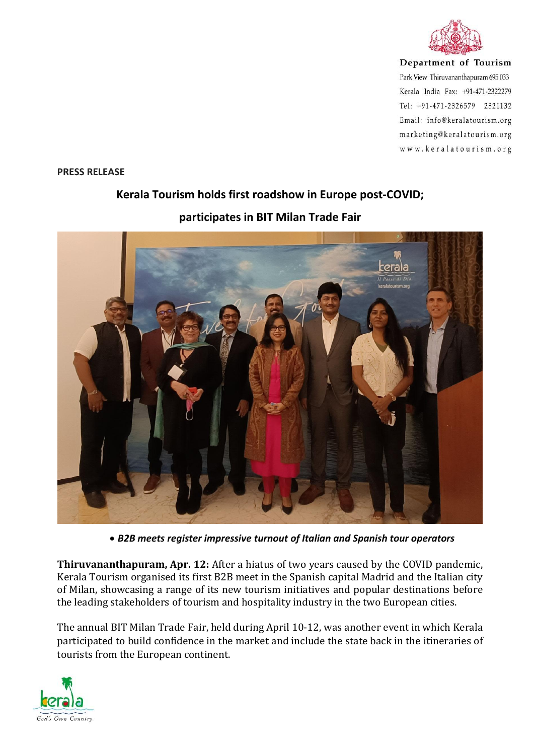Department of Tourism
Park View Thiruvananthapuram 695 033
Kerala India Fax: +91-471-2322279
Tel: +91-471-2326579 2321132
Email: info@keralatourism.org
marketing@keralatourism.org
www.keralatourism.org

**PRESS RELEASE**

## Kerala Tourism holds first roadshow in Europe post-COVID; participates in BIT Milan Trade Fair

- ***B2B meets register impressive turnout of Italian and Spanish tour operators***

**Thiruvananthapuram, Apr. 12:** After a hiatus of two years caused by the COVID pandemic, Kerala Tourism organised its first B2B meet in the Spanish capital Madrid and the Italian city of Milan, showcasing a range of its new tourism initiatives and popular destinations before the leading stakeholders of tourism and hospitality industry in the two European cities.

The annual BIT Milan Trade Fair, held during April 10-12, was another event in which Kerala participated to build confidence in the market and include the state back in the itineraries of tourists from the European continent.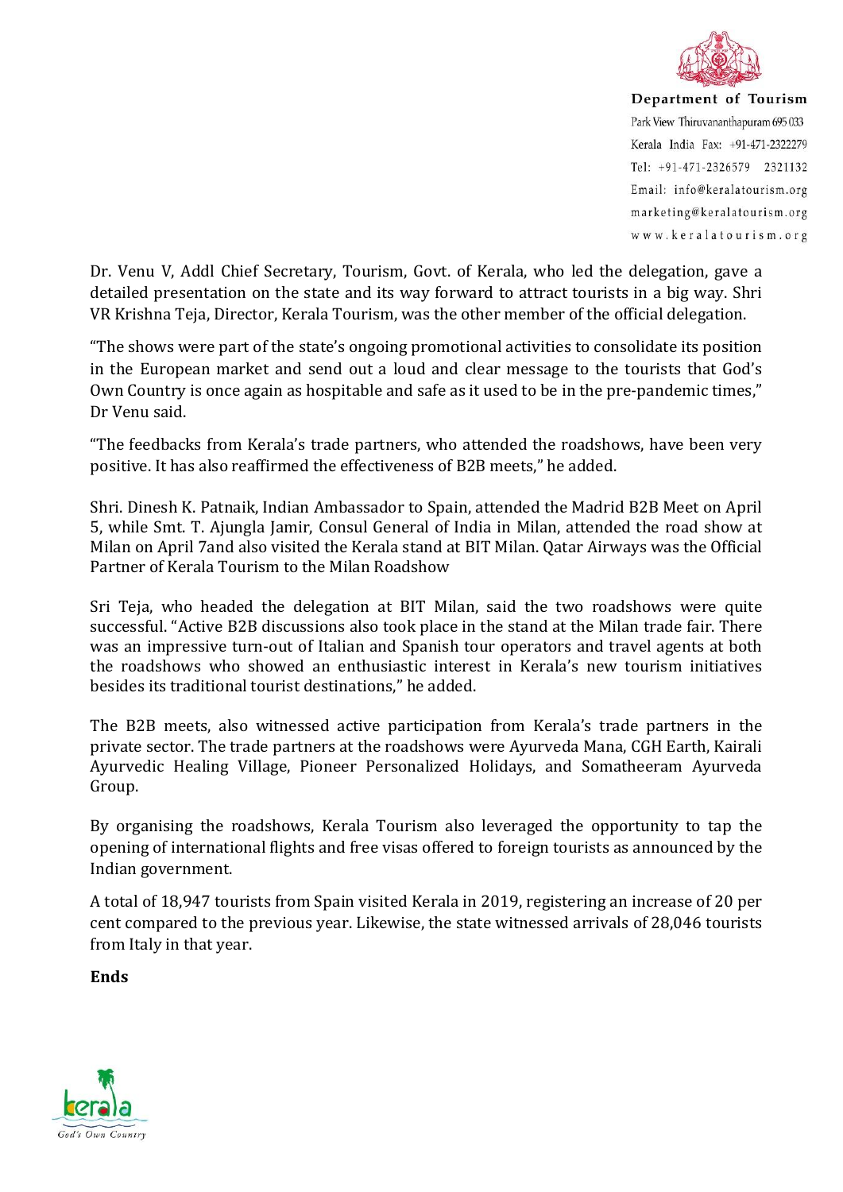Department of Tourism
Park View Thiruvananthapuram 695 033
Kerala India Fax: +91-471-2322279
Tel: +91-471-2326579 2321132
Email: info@keralatourism.org
marketing@keralatourism.org
www.keralatourism.org

Dr. Venu V, Addl Chief Secretary, Tourism, Govt. of Kerala, who led the delegation, gave a detailed presentation on the state and its way forward to attract tourists in a big way. Shri VR Krishna Teja, Director, Kerala Tourism, was the other member of the official delegation.

"The shows were part of the state's ongoing promotional activities to consolidate its position in the European market and send out a loud and clear message to the tourists that God's Own Country is once again as hospitable and safe as it used to be in the pre-pandemic times," Dr Venu said.

"The feedbacks from Kerala's trade partners, who attended the roadshows, have been very positive. It has also reaffirmed the effectiveness of B2B meets," he added.

Shri. Dinesh K. Patnaik, Indian Ambassador to Spain, attended the Madrid B2B Meet on April 5, while Smt. T. Ajungla Jamir, Consul General of India in Milan, attended the road show at Milan on April 7and also visited the Kerala stand at BIT Milan. Qatar Airways was the Official Partner of Kerala Tourism to the Milan Roadshow

Sri Teja, who headed the delegation at BIT Milan, said the two roadshows were quite successful. "Active B2B discussions also took place in the stand at the Milan trade fair. There was an impressive turn-out of Italian and Spanish tour operators and travel agents at both the roadshows who showed an enthusiastic interest in Kerala's new tourism initiatives besides its traditional tourist destinations," he added.

The B2B meets, also witnessed active participation from Kerala's trade partners in the private sector. The trade partners at the roadshows were Ayurveda Mana, CGH Earth, Kairali Ayurvedic Healing Village, Pioneer Personalized Holidays, and Somatheeram Ayurveda Group.

By organising the roadshows, Kerala Tourism also leveraged the opportunity to tap the opening of international flights and free visas offered to foreign tourists as announced by the Indian government.

A total of 18,947 tourists from Spain visited Kerala in 2019, registering an increase of 20 per cent compared to the previous year. Likewise, the state witnessed arrivals of 28,046 tourists from Italy in that year.

**Ends**